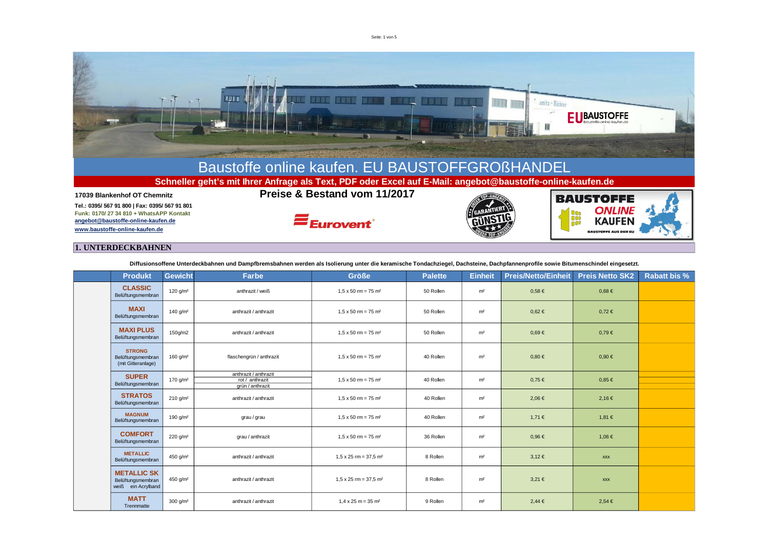# Baustoffe online kaufen. EU BAUSTOFFGROßHANDEL

**Schneller geht's mit Ihrer Anfrage als Text, PDF oder Excel auf E-Mail: angebot@baustoffe-online-kaufen.de**

**17039 Blankenhof OT Chemnitz**

**Tel.: 0395/ 567 91 800 | Fax: 0395/ 567 91 801**
**Funk: 0170/ 27 34 810 + WhatsAPP Kontakt**
**angebot@baustoffe-online-kaufen.de**
**www.baustoffe-online-kaufen.de**

## Preise & Bestand vom 11/2017

## 1. UNTERDECKBAHNEN

**Diffusionsoffene Unterdeckbahnen und Dampfbremsbahnen werden als Isolierung unter die keramische Tondachziegel, Dachsteine, Dachpfannenprofile sowie Bitumenschindel eingesetzt.**

| | Produkt | Gewicht | Farbe | Größe | Palette | Einheit | Preis/Netto/Einheit | Preis Netto SK2 | Rabatt bis % |
|---|---|---|---|---|---|---|---|---|---|
| | **CLASSIC** Belüftungsmembran | 120 g/m² | anthrazit / weiß | 1,5 x 50 rm = 75 m² | 50 Rollen | m² | 0,58 € | 0,68 € | |
| | **MAXI** Belüftungsmembran | 140 g/m² | anthrazit / anthrazit | 1,5 x 50 rm = 75 m² | 50 Rollen | m² | 0,62 € | 0,72 € | |
| | **MAXI PLUS** Belüftungsmembran | 150g/m2 | anthrazit / anthrazit | 1,5 x 50 rm = 75 m² | 50 Rollen | m² | 0,69 € | 0,79 € | |
| | **STRONG** Belüftungsmembran (mit Gitteranlage) | 160 g/m² | flaschengrün / anthrazit | 1,5 x 50 rm = 75 m² | 40 Rollen | m² | 0,80 € | 0,90 € | |
| | **SUPER** Belüftungsmembran | 170 g/m² | anthrazit / anthrazit<br>rot / anthrazit<br>grün / anthrazit | 1,5 x 50 rm = 75 m² | 40 Rollen | m² | 0,75 € | 0,85 € | |
| | **STRATOS** Belüftungsmembran | 210 g/m² | anthrazit / anthrazit | 1,5 x 50 rm = 75 m² | 40 Rollen | m² | 2,06 € | 2,16 € | |
| | **MAGNUM** Belüftungsmembran | 190 g/m² | grau / grau | 1,5 x 50 rm = 75 m² | 40 Rollen | m² | 1,71 € | 1,81 € | |
| | **COMFORT** Belüftungsmembran | 220 g/m² | grau / anthrazit | 1,5 x 50 rm = 75 m² | 36 Rollen | m² | 0,96 € | 1,06 € | |
| | **METALLIC** Belüftungsmembran | 450 g/m² | anthrazit / anthrazit | 1,5 x 25 rm = 37,5 m² | 8 Rollen | m² | 3,12 € | xxx | |
| | **METALLIC SK** Belüftungsmembran weiß ein Acrylband | 450 g/m² | anthrazit / anthrazit | 1,5 x 25 rm = 37,5 m² | 8 Rollen | m² | 3,21 € | xxx | |
| | **MATT** Trennmatte | 300 g/m² | anthrazit / anthrazit | 1,4 x 25 m = 35 m² | 9 Rollen | m² | 2,44 € | 2,54 € | |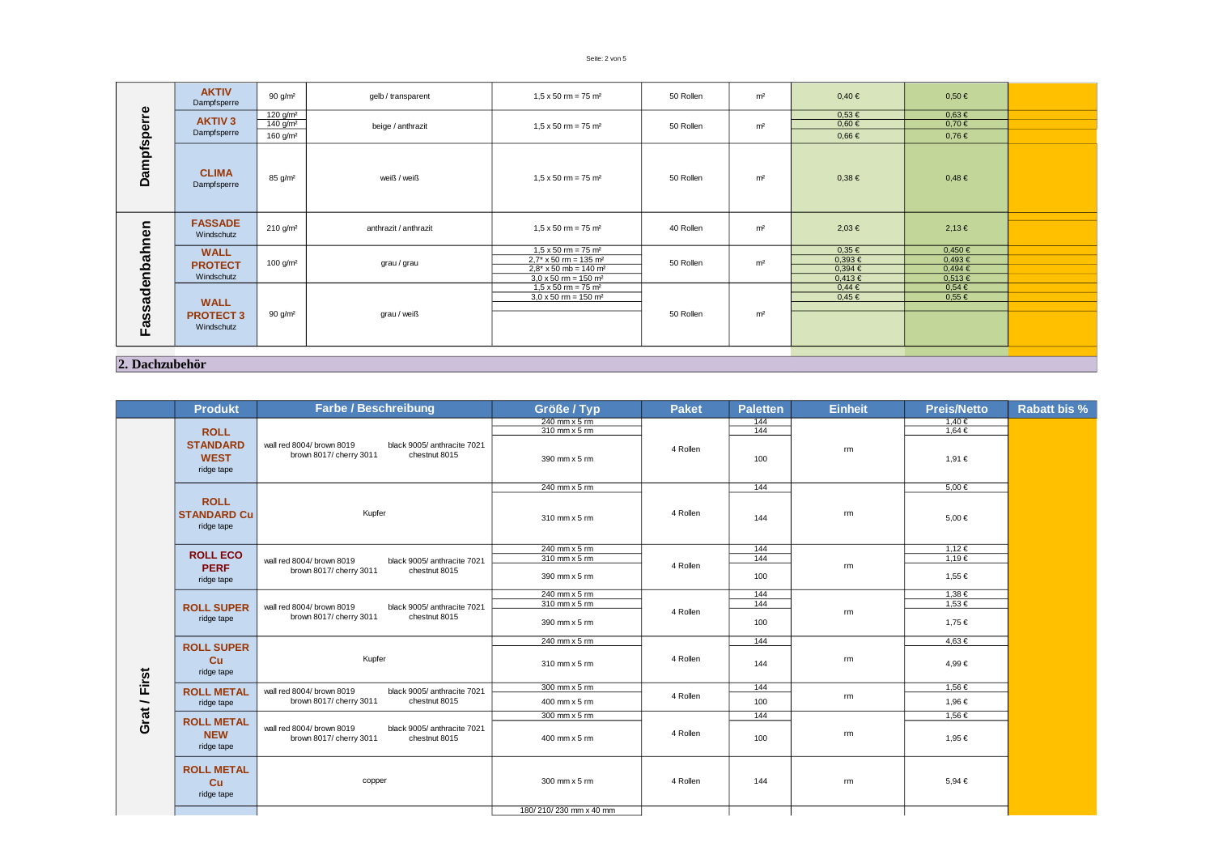| | Produkt | Gewicht | Farbe / Beschreibung | Größe / Typ | Paket | Einheit | | Preis/Netto | Rabatt bis % |
|---|---|---|---|---|---|---|---|---|---|
| Dampfsperre | **AKTIV** Dampfsperre | 90 g/m² | gelb / transparent | 1,5 x 50 rm = 75 m² | 50 Rollen | m² | 0,40 € | 0,50 € | |
| | **AKTIV 3** Dampfsperre | 120 g/m² | beige / anthrazit | 1,5 x 50 rm = 75 m² | 50 Rollen | m² | 0,53 € | 0,63 € | |
| | | 140 g/m² | | | | | 0,60 € | 0,70 € | |
| | | 160 g/m² | | | | | 0,66 € | 0,76 € | |
| | **CLIMA** Dampfsperre | 85 g/m² | weiß / weiß | 1,5 x 50 rm = 75 m² | 50 Rollen | m² | 0,38 € | 0,48 € | |
| Fassadenbahnen | **FASSADE** Windschutz | 210 g/m² | anthrazit / anthrazit | 1,5 x 50 rm = 75 m² | 40 Rollen | m² | 2,03 € | 2,13 € | |
| | **WALL PROTECT** Windschutz | 100 g/m² | grau / grau | 1,5 x 50 rm = 75 m² | 50 Rollen | m² | 0,35 € | 0,450 € | |
| | | | | 2,7* x 50 rm = 135 m² | | | 0,393 € | 0,493 € | |
| | | | | 2,8* x 50 mb = 140 m² | | | 0,394 € | 0,494 € | |
| | | | | 3,0 x 50 rm = 150 m² | | | 0,413 € | 0,513 € | |
| | **WALL PROTECT 3** Windschutz | 90 g/m² | grau / weiß | 1,5 x 50 rm = 75 m² | 50 Rollen | m² | 0,44 € | 0,54 € | |
| | | | | 3,0 x 50 rm = 150 m² | | | 0,45 € | 0,55 € | |

## 2. Dachzubehör

| | Produkt | Farbe / Beschreibung | Größe / Typ | Paket | Paletten | Einheit | Preis/Netto | Rabatt bis % |
|---|---|---|---|---|---|---|---|---|
| Grat / First | **ROLL STANDARD WEST** ridge tape | wall red 8004/ brown 8019, black 9005/ anthracite 7021, brown 8017/ cherry 3011, chestnut 8015 | 240 mm x 5 rm | 4 Rollen | 144 | rm | 1,40 € | |
| | | | 310 mm x 5 rm | | 144 | | 1,64 € | |
| | | | 390 mm x 5 rm | | 100 | | 1,91 € | |
| | **ROLL STANDARD Cu** ridge tape | Kupfer | 240 mm x 5 rm | 4 Rollen | 144 | rm | 5,00 € | |
| | | | 310 mm x 5 rm | | 144 | | 5,00 € | |
| | **ROLL ECO PERF** ridge tape | wall red 8004/ brown 8019, black 9005/ anthracite 7021, brown 8017/ cherry 3011, chestnut 8015 | 240 mm x 5 rm | 4 Rollen | 144 | rm | 1,12 € | |
| | | | 310 mm x 5 rm | | 144 | | 1,19 € | |
| | | | 390 mm x 5 rm | | 100 | | 1,55 € | |
| | **ROLL SUPER** ridge tape | wall red 8004/ brown 8019, black 9005/ anthracite 7021, brown 8017/ cherry 3011, chestnut 8015 | 240 mm x 5 rm | 4 Rollen | 144 | rm | 1,38 € | |
| | | | 310 mm x 5 rm | | 144 | | 1,53 € | |
| | | | 390 mm x 5 rm | | 100 | | 1,75 € | |
| | **ROLL SUPER Cu** ridge tape | Kupfer | 240 mm x 5 rm | 4 Rollen | 144 | rm | 4,63 € | |
| | | | 310 mm x 5 rm | | 144 | | 4,99 € | |
| | **ROLL METAL** ridge tape | wall red 8004/ brown 8019, black 9005/ anthracite 7021, brown 8017/ cherry 3011, chestnut 8015 | 300 mm x 5 rm | 4 Rollen | 144 | rm | 1,56 € | |
| | | | 400 mm x 5 rm | | 100 | | 1,96 € | |
| | **ROLL METAL NEW** ridge tape | wall red 8004/ brown 8019, black 9005/ anthracite 7021, brown 8017/ cherry 3011, chestnut 8015 | 300 mm x 5 rm | 4 Rollen | 144 | rm | 1,56 € | |
| | | | 400 mm x 5 rm | | 100 | | 1,95 € | |
| | **ROLL METAL Cu** ridge tape | copper | 300 mm x 5 rm | 4 Rollen | 144 | rm | 5,94 € | |
| | | | 180/ 210/ 230 mm x 40 mm | | | | | |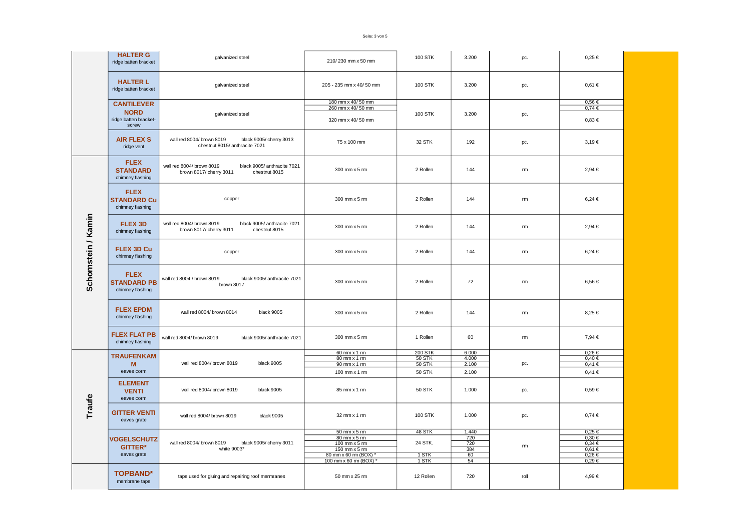| Kategorie | Produkt | Farbe / Material | Abmessung | VPE | Palette | Einheit | Preis |
|---|---|---|---|---|---|---|---|
| | **HALTER G** ridge batten bracket | galvanized steel | 210/ 230 mm x 50 mm | 100 STK | 3.200 | pc. | 0,25 € |
| | **HALTER L** ridge batten bracket | galvanized steel | 205 - 235 mm x 40/ 50 mm | 100 STK | 3.200 | pc. | 0,61 € |
| | **CANTILEVER NORD** ridge batten bracket-screw | galvanized steel | 180 mm x 40/ 50 mm | 100 STK | 3.200 | pc. | 0,56 € |
| | | | 260 mm x 40/ 50 mm | | | | 0,74 € |
| | | | 320 mm x 40/ 50 mm | | | | 0,83 € |
| | **AIR FLEX S** ridge vent | wall red 8004/ brown 8019 black 9005/ cherry 3013 chestnut 8015/ anthracite 7021 | 75 x 100 mm | 32 STK | 192 | pc. | 3,19 € |
| **Schornstein / Kamin** | **FLEX STANDARD** chimney flashing | wall red 8004/ brown 8019 black 9005/ anthracite 7021 brown 8017/ cherry 3011 chestnut 8015 | 300 mm x 5 rm | 2 Rollen | 144 | rm | 2,94 € |
| | **FLEX STANDARD Cu** chimney flashing | copper | 300 mm x 5 rm | 2 Rollen | 144 | rm | 6,24 € |
| | **FLEX 3D** chimney flashing | wall red 8004/ brown 8019 black 9005/ anthracite 7021 brown 8017/ cherry 3011 chestnut 8015 | 300 mm x 5 rm | 2 Rollen | 144 | rm | 2,94 € |
| | **FLEX 3D Cu** chimney flashing | copper | 300 mm x 5 rm | 2 Rollen | 144 | rm | 6,24 € |
| | **FLEX STANDARD PB** chimney flashing | wall red 8004 / brown 8019 black 9005/ anthracite 7021 brown 8017 | 300 mm x 5 rm | 2 Rollen | 72 | rm | 6,56 € |
| | **FLEX EPDM** chimney flashing | wall red 8004/ brown 8014 black 9005 | 300 mm x 5 rm | 2 Rollen | 144 | rm | 8,25 € |
| | **FLEX FLAT PB** chimney flashing | wall red 8004/ brown 8019 black 9005/ anthracite 7021 | 300 mm x 5 rm | 1 Rollen | 60 | rm | 7,94 € |
| **Traufe** | **TRAUFENKAMM** eaves corm | wall red 8004/ brown 8019 black 9005 | 60 mm x 1 rm | 200 STK | 6.000 | pc. | 0,26 € |
| | | | 80 mm x 1 rm | 50 STK | 4.000 | | 0,40 € |
| | | | 90 mm x 1 rm | 50 STK | 2.100 | | 0,41 € |
| | | | 100 mm x 1 rm | 50 STK | 2.100 | | 0,41 € |
| | **ELEMENT VENTI** eaves corm | wall red 8004/ brown 8019 black 9005 | 85 mm x 1 rm | 50 STK | 1.000 | pc. | 0,59 € |
| | **GITTER VENTI** eaves grate | wall red 8004/ brown 8019 black 9005 | 32 mm x 1 rm | 100 STK | 1.000 | pc. | 0,74 € |
| | **VOGELSCHUTZ GITTER*** eaves grate | wall red 8004/ brown 8019 black 9005/ cherry 3011 white 9003* | 50 mm x 5 rm | 48 STK | 1.440 | rm | 0,25 € |
| | | | 80 mm x 5 rm | 24 STK. | 720 | | 0,30 € |
| | | | 100 mm x 5 rm | | 720 | | 0,34 € |
| | | | 150 mm x 5 rm | | 384 | | 0,61 € |
| | | | 80 mm x 60 rm (BOX) * | 1 STK | 60 | | 0,26 € |
| | | | 100 mm x 60 rm (BOX) * | 1 STK | 54 | | 0,29 € |
| | **TOPBAND*** membrane tape | tape used for gluing and repairing roof mermranes | 50 mm x 25 rm | 12 Rollen | 720 | roll | 4,99 € |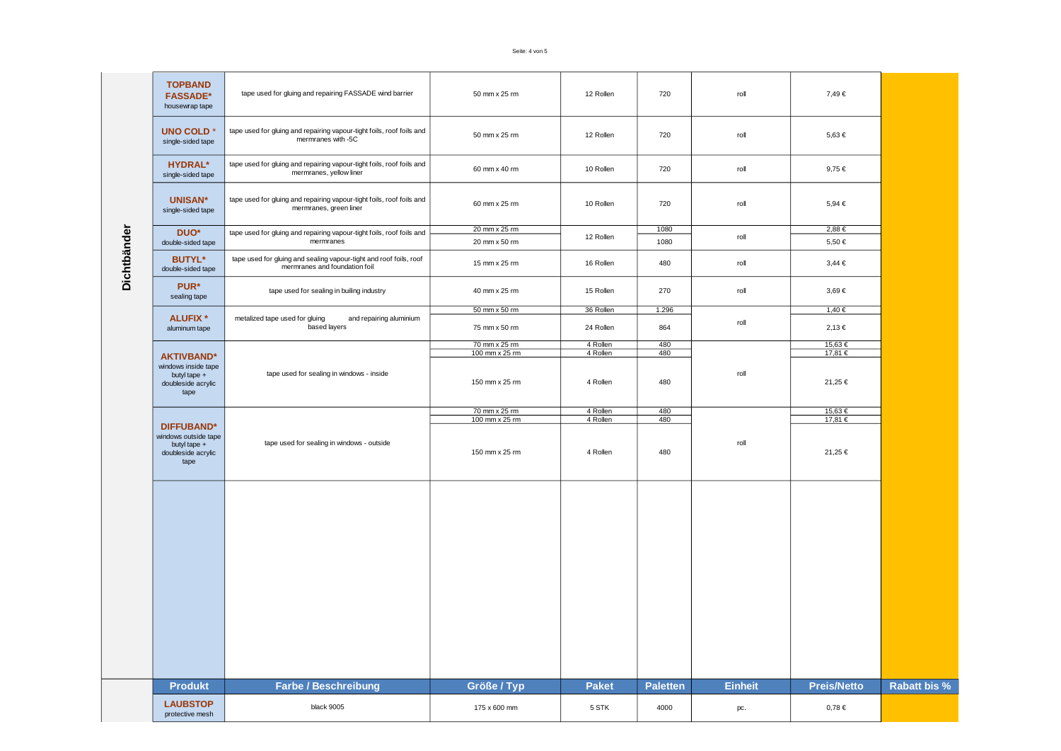## Dichtbänder

| Produkt | Farbe / Beschreibung | Größe / Typ | Paket | Paletten | Einheit | Preis/Netto | Rabatt bis % |
|---|---|---|---|---|---|---|---|
| **TOPBAND FASSADE*** housewrap tape | tape used for gluing and repairing FASSADE wind barrier | 50 mm x 25 rm | 12 Rollen | 720 | roll | 7,49 € | |
| **UNO COLD *** single-sided tape | tape used for gluing and repairing vapour-tight foils, roof foils and mermranes with -5C | 50 mm x 25 rm | 12 Rollen | 720 | roll | 5,63 € | |
| **HYDRAL*** single-sided tape | tape used for gluing and repairing vapour-tight foils, roof foils and mermranes, yellow liner | 60 mm x 40 rm | 10 Rollen | 720 | roll | 9,75 € | |
| **UNISAN*** single-sided tape | tape used for gluing and repairing vapour-tight foils, roof foils and mermranes, green liner | 60 mm x 25 rm | 10 Rollen | 720 | roll | 5,94 € | |
| **DUO*** double-sided tape | tape used for gluing and repairing vapour-tight foils, roof foils and mermranes | 20 mm x 25 rm | 12 Rollen | 1080 | roll | 2,88 € | |
| | | 20 mm x 50 rm | | 1080 | | 5,50 € | |
| **BUTYL*** double-sided tape | tape used for gluing and sealing vapour-tight and roof foils, roof mermranes and foundation foil | 15 mm x 25 rm | 16 Rollen | 480 | roll | 3,44 € | |
| **PUR*** sealing tape | tape used for sealing in builing industry | 40 mm x 25 rm | 15 Rollen | 270 | roll | 3,69 € | |
| **ALUFIX *** aluminum tape | metalized tape used for gluing and repairing aluminium based layers | 50 mm x 50 rm | 36 Rollen | 1.296 | roll | 1,40 € | |
| | | 75 mm x 50 rm | 24 Rollen | 864 | | 2,13 € | |
| **AKTIVBAND*** windows inside tape butyl tape + doubleside acrylic tape | tape used for sealing in windows - inside | 70 mm x 25 rm | 4 Rollen | 480 | roll | 15,63 € | |
| | | 100 mm x 25 rm | 4 Rollen | 480 | | 17,81 € | |
| | | 150 mm x 25 rm | 4 Rollen | 480 | | 21,25 € | |
| **DIFFUBAND*** windows outside tape butyl tape + doubleside acrylic tape | tape used for sealing in windows - outside | 70 mm x 25 rm | 4 Rollen | 480 | roll | 15,63 € | |
| | | 100 mm x 25 rm | 4 Rollen | 480 | | 17,81 € | |
| | | 150 mm x 25 rm | 4 Rollen | 480 | | 21,25 € | |

| Produkt | Farbe / Beschreibung | Größe / Typ | Paket | Paletten | Einheit | Preis/Netto | Rabatt bis % |
|---|---|---|---|---|---|---|---|
| **LAUBSTOP** protective mesh | black 9005 | 175 x 600 mm | 5 STK | 4000 | pc. | 0,78 € | |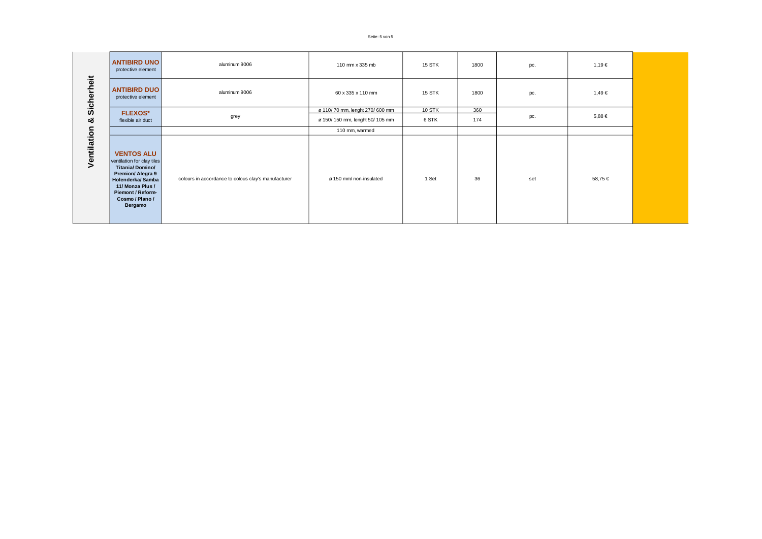| | | | | | | | | |
|---|---|---|---|---|---|---|---|---|
| **Ventilation & Sicherheit** | **ANTIBIRD UNO** protective element | aluminum 9006 | 110 mm x 335 mb | 15 STK | 1800 | pc. | 1,19 € | |
| | **ANTIBIRD DUO** protective element | aluminum 9006 | 60 x 335 x 110 mm | 15 STK | 1800 | pc. | 1,49 € | |
| | **FLEXOS*** flexible air duct | grey | ø 110/ 70 mm, lenght 270/ 600 mm | 10 STK | 360 | pc. | 5,88 € | |
| | | | ø 150/ 150 mm, lenght 50/ 105 mm | 6 STK | 174 | | | |
| | | | 110 mm, warmed | | | | | |
| | **VENTOS ALU** ventilation for clay tiles **Titania/ Domino/ Premion/ Alegra 9 Holenderka/ Samba 11/ Monza Plus / Piemont / Reform-Cosmo / Plano / Bergamo** | colours in accordance to colous clay's manufacturer | ø 150 mm/ non-insulated | 1 Set | 36 | set | 58,75 € | |